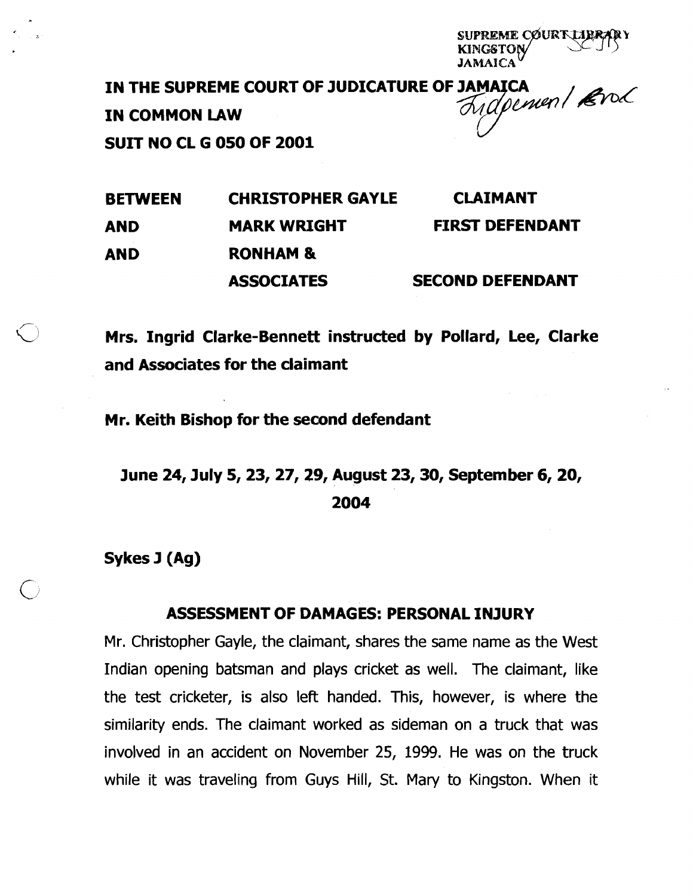SUPREME COURT LIBRARY
KINGSTON
JAMAICA

**IN THE SUPREME COURT OF JUDICATURE OF JAMAICA**

**IN COMMON LAW**

**SUIT NO CL G 050 OF 2001**

Judgment Book

| | | |
|---|---|---|
| **BETWEEN** | **CHRISTOPHER GAYLE** | **CLAIMANT** |
| **AND** | **MARK WRIGHT** | **FIRST DEFENDANT** |
| **AND** | **RONHAM & ASSOCIATES** | **SECOND DEFENDANT** |

**Mrs. Ingrid Clarke-Bennett instructed by Pollard, Lee, Clarke and Associates for the claimant**

**Mr. Keith Bishop for the second defendant**

**June 24, July 5, 23, 27, 29, August 23, 30, September 6, 20, 2004**

**Sykes J (Ag)**

## ASSESSMENT OF DAMAGES: PERSONAL INJURY

Mr. Christopher Gayle, the claimant, shares the same name as the West Indian opening batsman and plays cricket as well. The claimant, like the test cricketer, is also left handed. This, however, is where the similarity ends. The claimant worked as sideman on a truck that was involved in an accident on November 25, 1999. He was on the truck while it was traveling from Guys Hill, St. Mary to Kingston. When it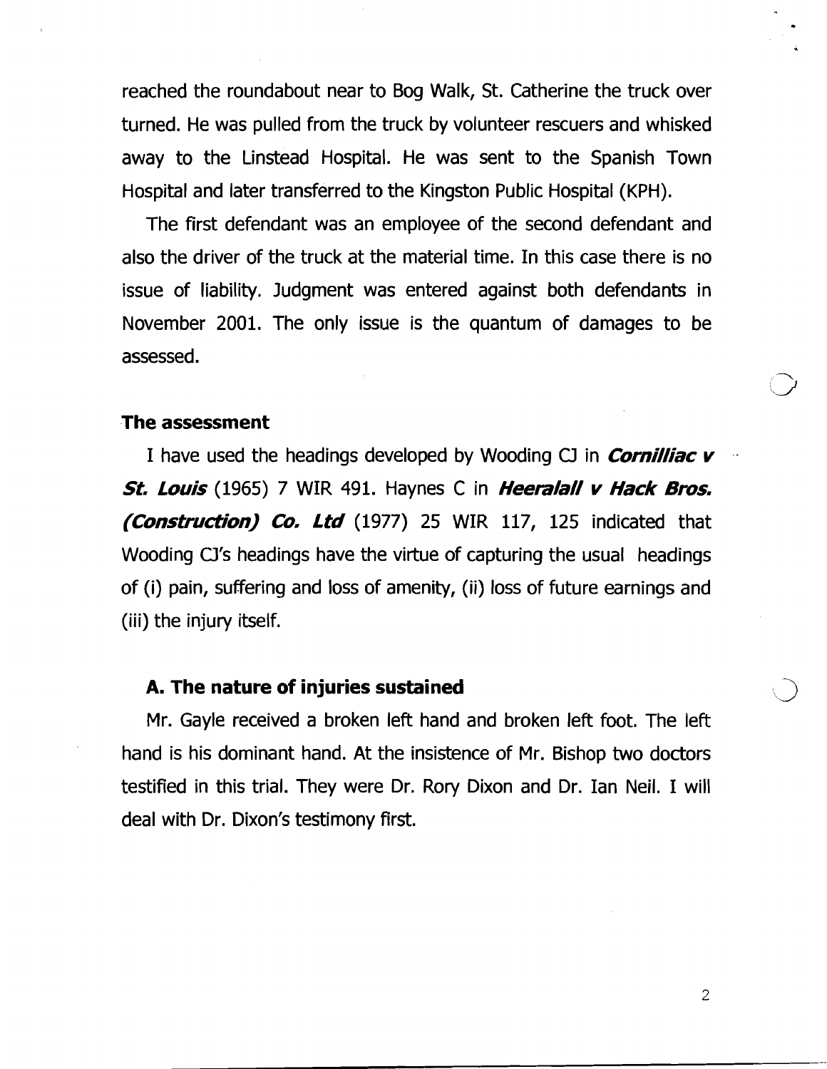reached the roundabout near to Bog Walk, St. Catherine the truck over turned. He was pulled from the truck by volunteer rescuers and whisked away to the Linstead Hospital. He was sent to the Spanish Town Hospital and later transferred to the Kingston Public Hospital (KPH).

The first defendant was an employee of the second defendant and also the driver of the truck at the material time. In this case there is no issue of liability. Judgment was entered against both defendants in November 2001. The only issue is the quantum of damages to be assessed.

## The assessment

I have used the headings developed by Wooding CJ in ***Cornilliac v St. Louis*** (1965) 7 WIR 491. Haynes C in ***Heeralall v Hack Bros. (Construction) Co. Ltd*** (1977) 25 WIR 117, 125 indicated that Wooding CJ's headings have the virtue of capturing the usual headings of (i) pain, suffering and loss of amenity, (ii) loss of future earnings and (iii) the injury itself.

### A. The nature of injuries sustained

Mr. Gayle received a broken left hand and broken left foot. The left hand is his dominant hand. At the insistence of Mr. Bishop two doctors testified in this trial. They were Dr. Rory Dixon and Dr. Ian Neil. I will deal with Dr. Dixon's testimony first.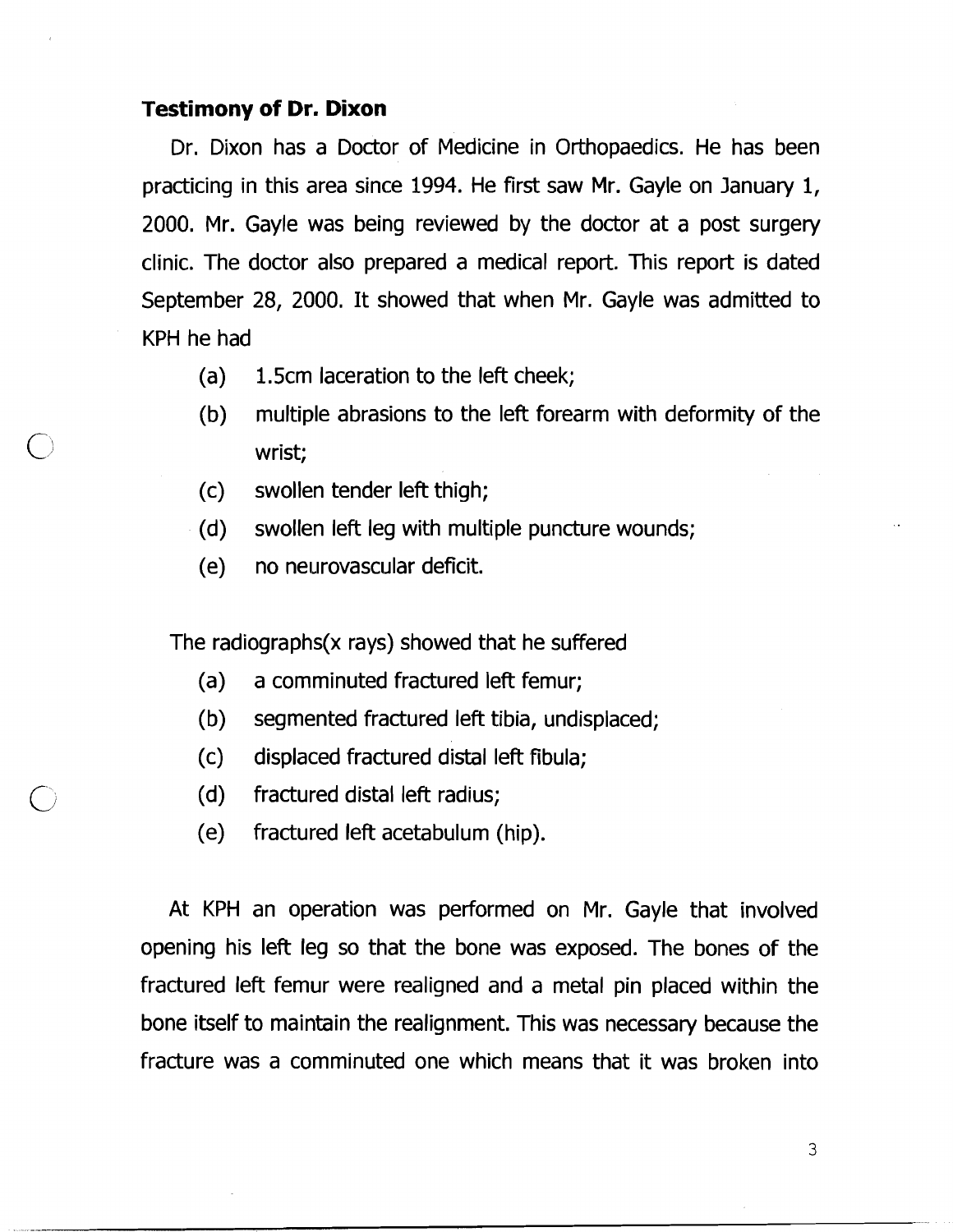**Testimony of Dr. Dixon**

Dr. Dixon has a Doctor of Medicine in Orthopaedics. He has been practicing in this area since 1994. He first saw Mr. Gayle on January 1, 2000. Mr. Gayle was being reviewed by the doctor at a post surgery clinic. The doctor also prepared a medical report. This report is dated September 28, 2000. It showed that when Mr. Gayle was admitted to KPH he had

(a) 1.5cm laceration to the left cheek;

(b) multiple abrasions to the left forearm with deformity of the wrist;

(c) swollen tender left thigh;

(d) swollen left leg with multiple puncture wounds;

(e) no neurovascular deficit.

The radiographs(x rays) showed that he suffered

(a) a comminuted fractured left femur;

(b) segmented fractured left tibia, undisplaced;

(c) displaced fractured distal left fibula;

(d) fractured distal left radius;

(e) fractured left acetabulum (hip).

At KPH an operation was performed on Mr. Gayle that involved opening his left leg so that the bone was exposed. The bones of the fractured left femur were realigned and a metal pin placed within the bone itself to maintain the realignment. This was necessary because the fracture was a comminuted one which means that it was broken into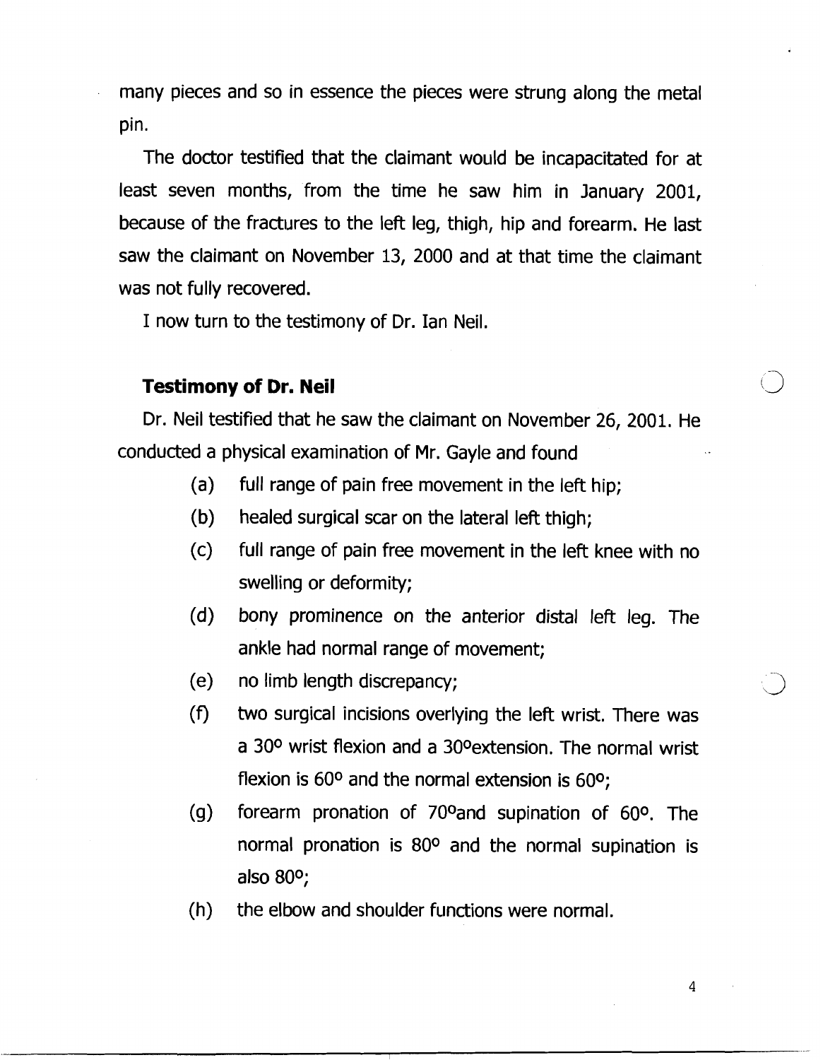many pieces and so in essence the pieces were strung along the metal pin.

The doctor testified that the claimant would be incapacitated for at least seven months, from the time he saw him in January 2001, because of the fractures to the left leg, thigh, hip and forearm. He last saw the claimant on November 13, 2000 and at that time the claimant was not fully recovered.

I now turn to the testimony of Dr. Ian Neil.

### Testimony of Dr. Neil

Dr. Neil testified that he saw the claimant on November 26, 2001. He conducted a physical examination of Mr. Gayle and found

(a) full range of pain free movement in the left hip;

(b) healed surgical scar on the lateral left thigh;

(c) full range of pain free movement in the left knee with no swelling or deformity;

(d) bony prominence on the anterior distal left leg. The ankle had normal range of movement;

(e) no limb length discrepancy;

(f) two surgical incisions overlying the left wrist. There was a $30^{\circ}$ wrist flexion and a $30^{\circ}$extension. The normal wrist flexion is $60^{\circ}$ and the normal extension is $60^{\circ}$;

(g) forearm pronation of $70^{\circ}$and supination of $60^{\circ}$. The normal pronation is $80^{\circ}$ and the normal supination is also $80^{\circ}$;

(h) the elbow and shoulder functions were normal.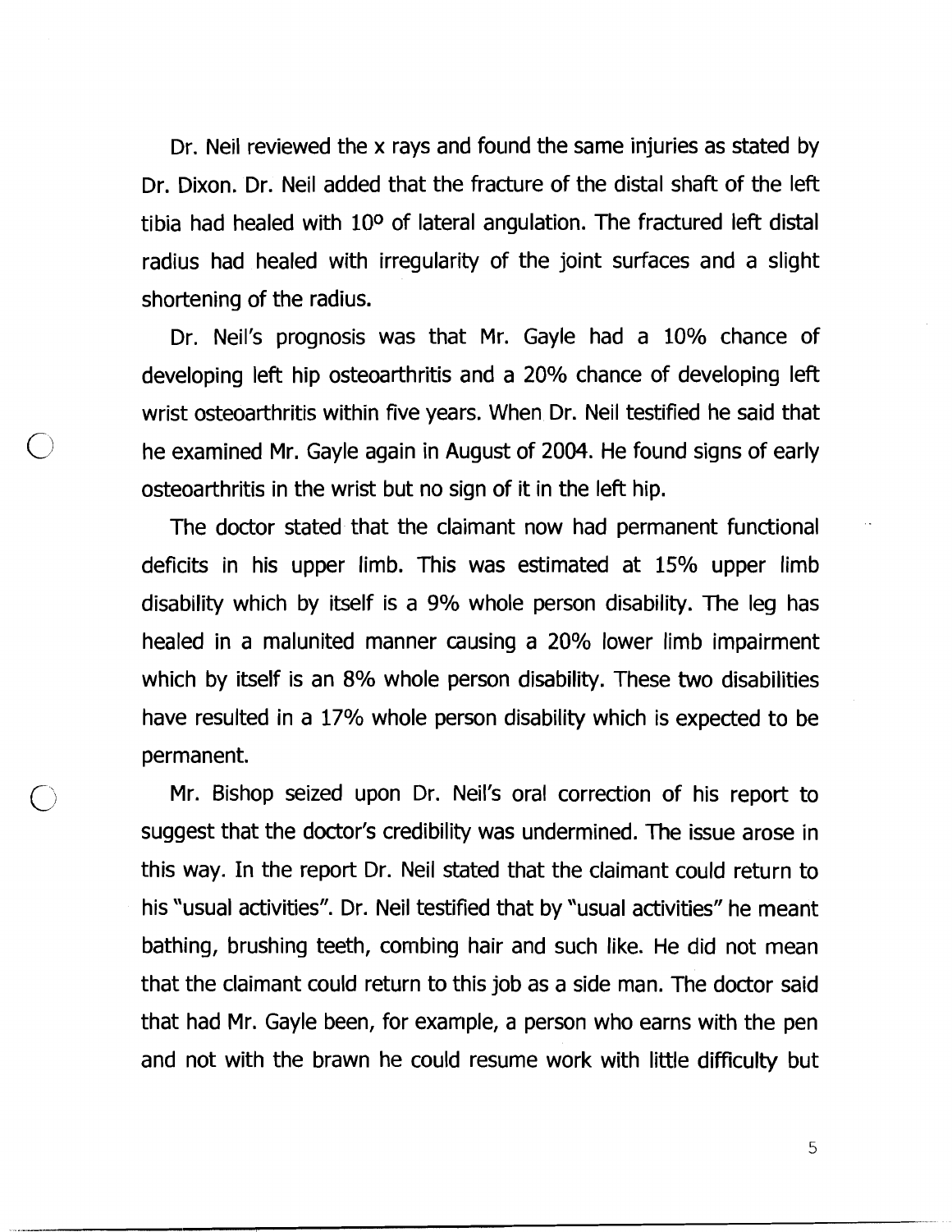Dr. Neil reviewed the x rays and found the same injuries as stated by Dr. Dixon. Dr. Neil added that the fracture of the distal shaft of the left tibia had healed with 10º of lateral angulation. The fractured left distal radius had healed with irregularity of the joint surfaces and a slight shortening of the radius.

Dr. Neil's prognosis was that Mr. Gayle had a 10% chance of developing left hip osteoarthritis and a 20% chance of developing left wrist osteoarthritis within five years. When Dr. Neil testified he said that he examined Mr. Gayle again in August of 2004. He found signs of early osteoarthritis in the wrist but no sign of it in the left hip.

The doctor stated that the claimant now had permanent functional deficits in his upper limb. This was estimated at 15% upper limb disability which by itself is a 9% whole person disability. The leg has healed in a malunited manner causing a 20% lower limb impairment which by itself is an 8% whole person disability. These two disabilities have resulted in a 17% whole person disability which is expected to be permanent.

Mr. Bishop seized upon Dr. Neil's oral correction of his report to suggest that the doctor's credibility was undermined. The issue arose in this way. In the report Dr. Neil stated that the claimant could return to his "usual activities". Dr. Neil testified that by "usual activities" he meant bathing, brushing teeth, combing hair and such like. He did not mean that the claimant could return to this job as a side man. The doctor said that had Mr. Gayle been, for example, a person who earns with the pen and not with the brawn he could resume work with little difficulty but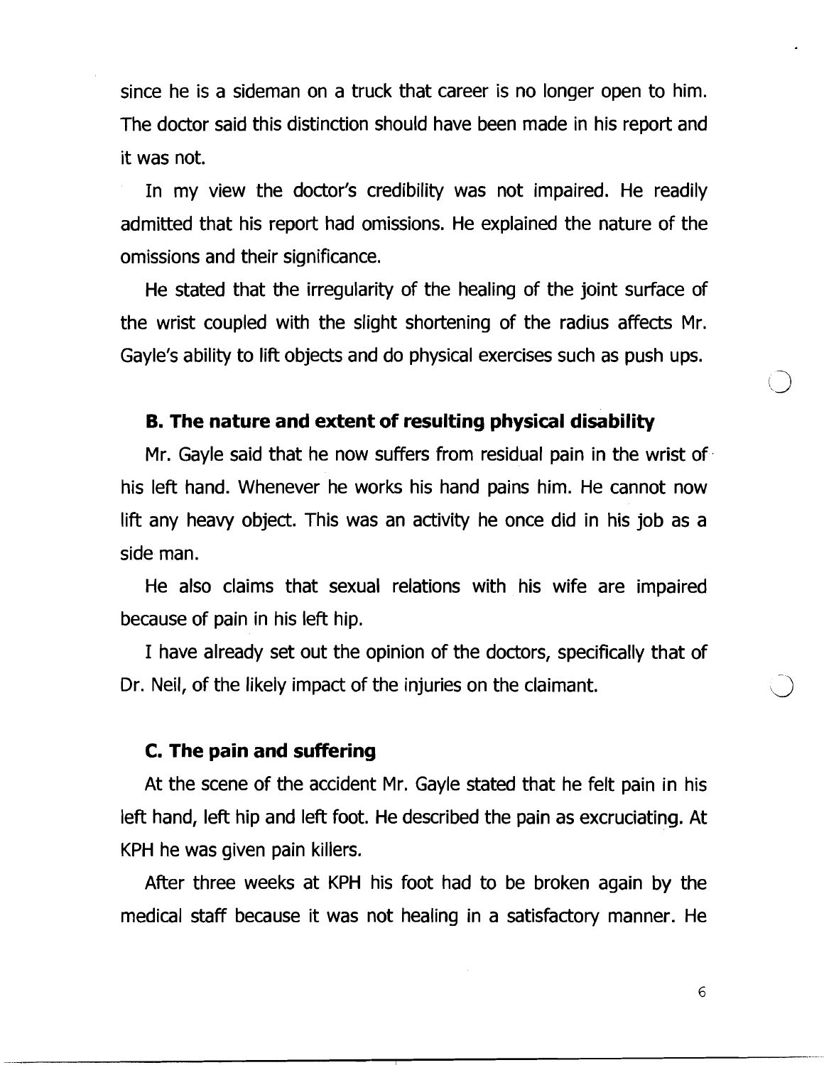since he is a sideman on a truck that career is no longer open to him. The doctor said this distinction should have been made in his report and it was not.

In my view the doctor's credibility was not impaired. He readily admitted that his report had omissions. He explained the nature of the omissions and their significance.

He stated that the irregularity of the healing of the joint surface of the wrist coupled with the slight shortening of the radius affects Mr. Gayle's ability to lift objects and do physical exercises such as push ups.

### B. The nature and extent of resulting physical disability

Mr. Gayle said that he now suffers from residual pain in the wrist of his left hand. Whenever he works his hand pains him. He cannot now lift any heavy object. This was an activity he once did in his job as a side man.

He also claims that sexual relations with his wife are impaired because of pain in his left hip.

I have already set out the opinion of the doctors, specifically that of Dr. Neil, of the likely impact of the injuries on the claimant.

### C. The pain and suffering

At the scene of the accident Mr. Gayle stated that he felt pain in his left hand, left hip and left foot. He described the pain as excruciating. At KPH he was given pain killers.

After three weeks at KPH his foot had to be broken again by the medical staff because it was not healing in a satisfactory manner. He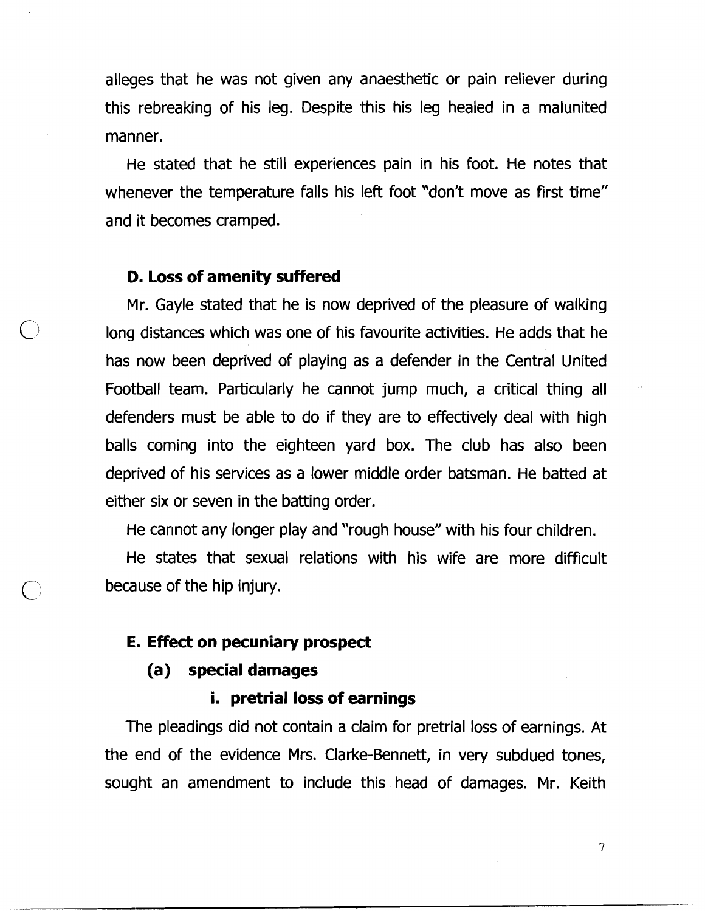alleges that he was not given any anaesthetic or pain reliever during this rebreaking of his leg. Despite this his leg healed in a malunited manner.

He stated that he still experiences pain in his foot. He notes that whenever the temperature falls his left foot "don't move as first time" and it becomes cramped.

### D. Loss of amenity suffered

Mr. Gayle stated that he is now deprived of the pleasure of walking long distances which was one of his favourite activities. He adds that he has now been deprived of playing as a defender in the Central United Football team. Particularly he cannot jump much, a critical thing all defenders must be able to do if they are to effectively deal with high balls coming into the eighteen yard box. The club has also been deprived of his services as a lower middle order batsman. He batted at either six or seven in the batting order.

He cannot any longer play and "rough house" with his four children.

He states that sexual relations with his wife are more difficult because of the hip injury.

### E. Effect on pecuniary prospect

#### (a) special damages

##### i. pretrial loss of earnings

The pleadings did not contain a claim for pretrial loss of earnings. At the end of the evidence Mrs. Clarke-Bennett, in very subdued tones, sought an amendment to include this head of damages. Mr. Keith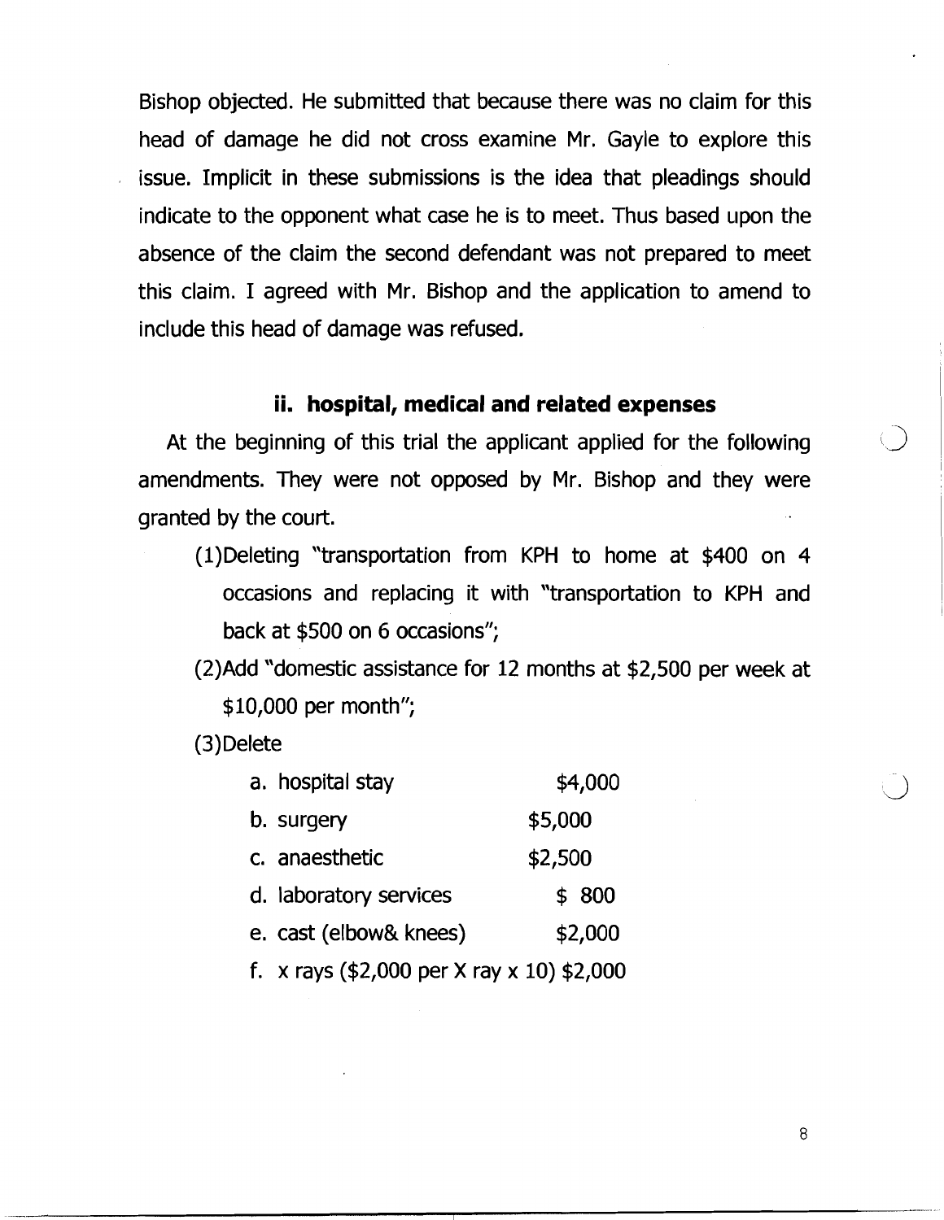Bishop objected. He submitted that because there was no claim for this head of damage he did not cross examine Mr. Gayle to explore this issue. Implicit in these submissions is the idea that pleadings should indicate to the opponent what case he is to meet. Thus based upon the absence of the claim the second defendant was not prepared to meet this claim. I agreed with Mr. Bishop and the application to amend to include this head of damage was refused.

### ii. hospital, medical and related expenses

At the beginning of this trial the applicant applied for the following amendments. They were not opposed by Mr. Bishop and they were granted by the court.

(1)Deleting "transportation from KPH to home at $400 on 4 occasions and replacing it with "transportation to KPH and back at $500 on 6 occasions";

(2)Add "domestic assistance for 12 months at $2,500 per week at $10,000 per month";

(3)Delete

a. hospital stay $4,000
b. surgery $5,000
c. anaesthetic $2,500
d. laboratory services $ 800
e. cast (elbow& knees) $2,000
f. x rays ($2,000 per X ray x 10) $2,000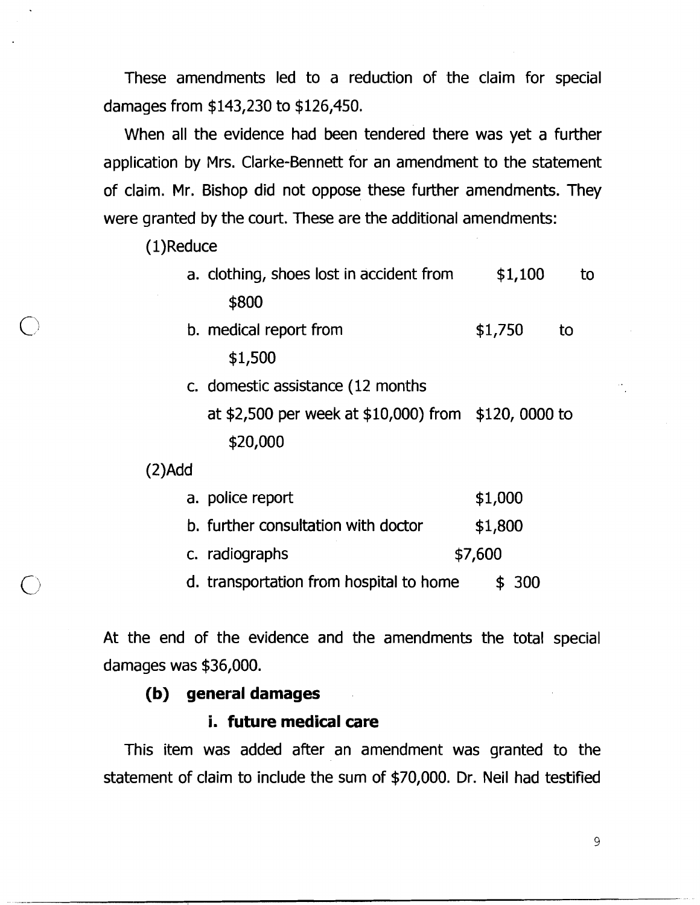These amendments led to a reduction of the claim for special damages from $143,230 to $126,450.

When all the evidence had been tendered there was yet a further application by Mrs. Clarke-Bennett for an amendment to the statement of claim. Mr. Bishop did not oppose these further amendments. They were granted by the court. These are the additional amendments:

(1)Reduce

a. clothing, shoes lost in accident from $1,100 to $800

b. medical report from $1,750 to $1,500

c. domestic assistance (12 months at $2,500 per week at $10,000) from $120, 0000 to $20,000

(2)Add

a. police report $1,000

b. further consultation with doctor $1,800

c. radiographs $7,600

d. transportation from hospital to home $ 300

At the end of the evidence and the amendments the total special damages was $36,000.

**(b) general damages**

**i. future medical care**

This item was added after an amendment was granted to the statement of claim to include the sum of $70,000. Dr. Neil had testified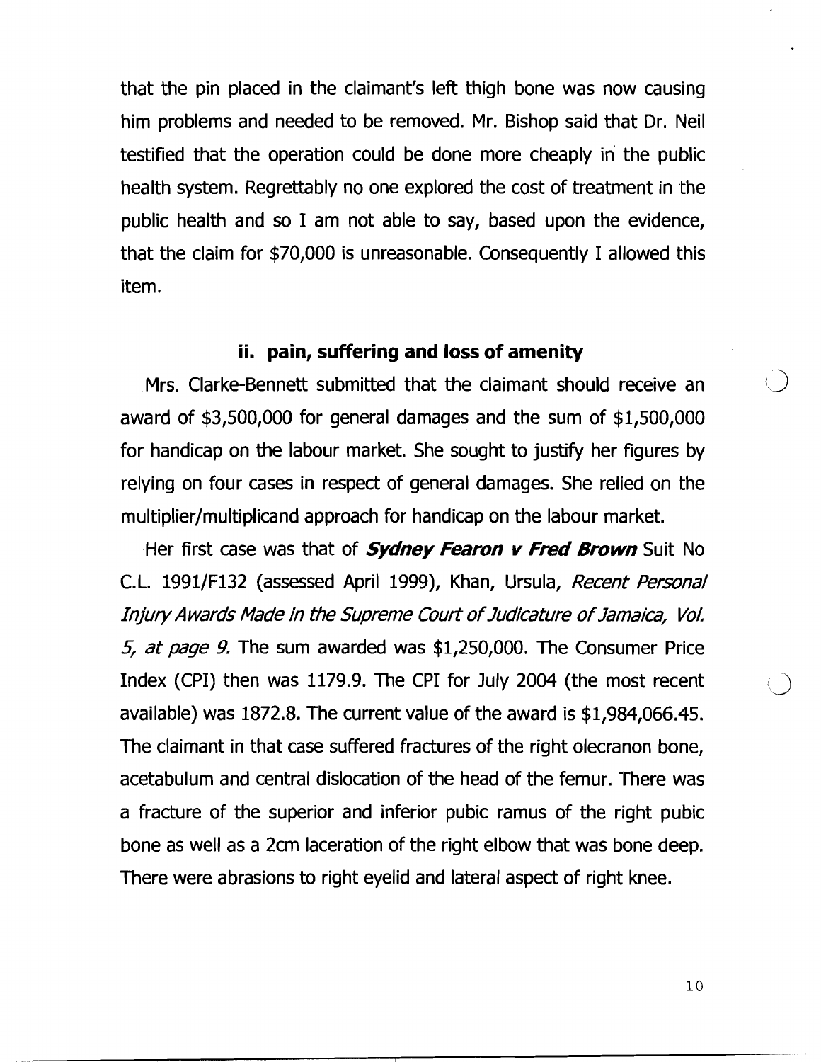that the pin placed in the claimant's left thigh bone was now causing him problems and needed to be removed. Mr. Bishop said that Dr. Neil testified that the operation could be done more cheaply in the public health system. Regrettably no one explored the cost of treatment in the public health and so I am not able to say, based upon the evidence, that the claim for $70,000 is unreasonable. Consequently I allowed this item.

### ii. pain, suffering and loss of amenity

Mrs. Clarke-Bennett submitted that the claimant should receive an award of $3,500,000 for general damages and the sum of $1,500,000 for handicap on the labour market. She sought to justify her figures by relying on four cases in respect of general damages. She relied on the multiplier/multiplicand approach for handicap on the labour market.

Her first case was that of ***Sydney Fearon v Fred Brown*** Suit No C.L. 1991/F132 (assessed April 1999), Khan, Ursula, *Recent Personal Injury Awards Made in the Supreme Court of Judicature of Jamaica, Vol. 5, at page 9.* The sum awarded was $1,250,000. The Consumer Price Index (CPI) then was 1179.9. The CPI for July 2004 (the most recent available) was 1872.8. The current value of the award is $1,984,066.45. The claimant in that case suffered fractures of the right olecranon bone, acetabulum and central dislocation of the head of the femur. There was a fracture of the superior and inferior pubic ramus of the right pubic bone as well as a 2cm laceration of the right elbow that was bone deep. There were abrasions to right eyelid and lateral aspect of right knee.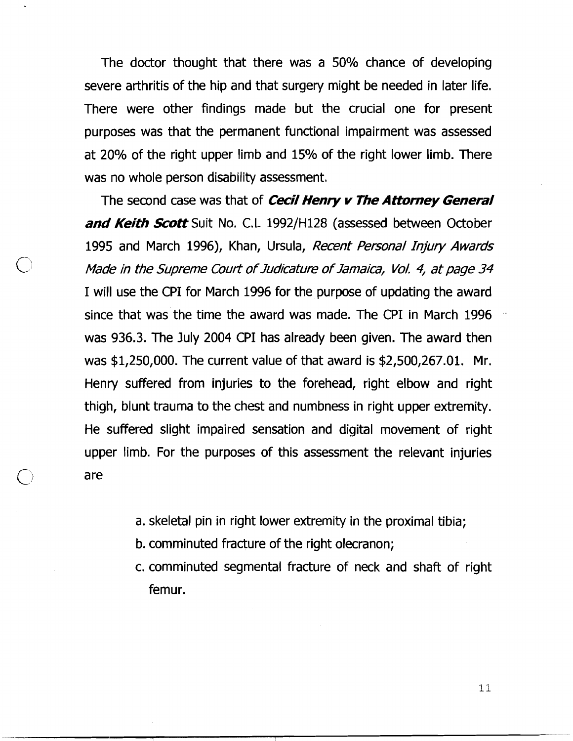The doctor thought that there was a 50% chance of developing severe arthritis of the hip and that surgery might be needed in later life. There were other findings made but the crucial one for present purposes was that the permanent functional impairment was assessed at 20% of the right upper limb and 15% of the right lower limb. There was no whole person disability assessment.

The second case was that of ***Cecil Henry v The Attorney General and Keith Scott*** Suit No. C.L 1992/H128 (assessed between October 1995 and March 1996), Khan, Ursula, *Recent Personal Injury Awards Made in the Supreme Court of Judicature of Jamaica, Vol. 4, at page 34* I will use the CPI for March 1996 for the purpose of updating the award since that was the time the award was made. The CPI in March 1996 was 936.3. The July 2004 CPI has already been given. The award then was $1,250,000. The current value of that award is $2,500,267.01. Mr. Henry suffered from injuries to the forehead, right elbow and right thigh, blunt trauma to the chest and numbness in right upper extremity. He suffered slight impaired sensation and digital movement of right upper limb. For the purposes of this assessment the relevant injuries are

a. skeletal pin in right lower extremity in the proximal tibia;
b. comminuted fracture of the right olecranon;
c. comminuted segmental fracture of neck and shaft of right femur.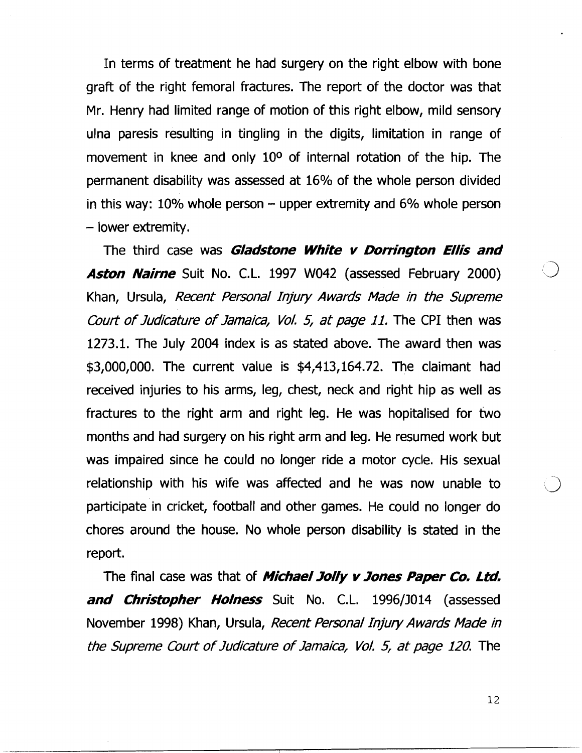In terms of treatment he had surgery on the right elbow with bone graft of the right femoral fractures. The report of the doctor was that Mr. Henry had limited range of motion of this right elbow, mild sensory ulna paresis resulting in tingling in the digits, limitation in range of movement in knee and only $10^{o}$ of internal rotation of the hip. The permanent disability was assessed at 16% of the whole person divided in this way: 10% whole person – upper extremity and 6% whole person – lower extremity.

The third case was ***Gladstone White v Dorrington Ellis and Aston Nairne*** Suit No. C.L. 1997 W042 (assessed February 2000) Khan, Ursula, *Recent Personal Injury Awards Made in the Supreme Court of Judicature of Jamaica, Vol. 5, at page 11.* The CPI then was 1273.1. The July 2004 index is as stated above. The award then was $3,000,000. The current value is $4,413,164.72. The claimant had received injuries to his arms, leg, chest, neck and right hip as well as fractures to the right arm and right leg. He was hopitalised for two months and had surgery on his right arm and leg. He resumed work but was impaired since he could no longer ride a motor cycle. His sexual relationship with his wife was affected and he was now unable to participate in cricket, football and other games. He could no longer do chores around the house. No whole person disability is stated in the report.

The final case was that of ***Michael Jolly v Jones Paper Co. Ltd. and Christopher Holness*** Suit No. C.L. 1996/J014 (assessed November 1998) Khan, Ursula, *Recent Personal Injury Awards Made in the Supreme Court of Judicature of Jamaica, Vol. 5, at page 120.* The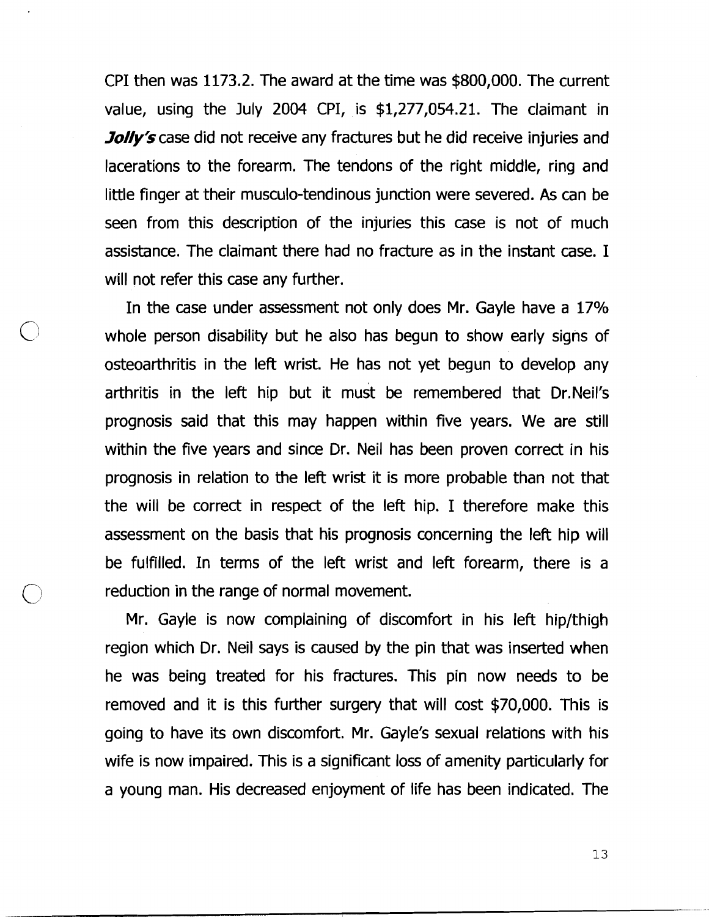CPI then was 1173.2. The award at the time was $800,000. The current value, using the July 2004 CPI, is $1,277,054.21. The claimant in ***Jolly's*** case did not receive any fractures but he did receive injuries and lacerations to the forearm. The tendons of the right middle, ring and little finger at their musculo-tendinous junction were severed. As can be seen from this description of the injuries this case is not of much assistance. The claimant there had no fracture as in the instant case. I will not refer this case any further.

In the case under assessment not only does Mr. Gayle have a 17% whole person disability but he also has begun to show early signs of osteoarthritis in the left wrist. He has not yet begun to develop any arthritis in the left hip but it must be remembered that Dr.Neil's prognosis said that this may happen within five years. We are still within the five years and since Dr. Neil has been proven correct in his prognosis in relation to the left wrist it is more probable than not that the will be correct in respect of the left hip. I therefore make this assessment on the basis that his prognosis concerning the left hip will be fulfilled. In terms of the left wrist and left forearm, there is a reduction in the range of normal movement.

Mr. Gayle is now complaining of discomfort in his left hip/thigh region which Dr. Neil says is caused by the pin that was inserted when he was being treated for his fractures. This pin now needs to be removed and it is this further surgery that will cost $70,000. This is going to have its own discomfort. Mr. Gayle's sexual relations with his wife is now impaired. This is a significant loss of amenity particularly for a young man. His decreased enjoyment of life has been indicated. The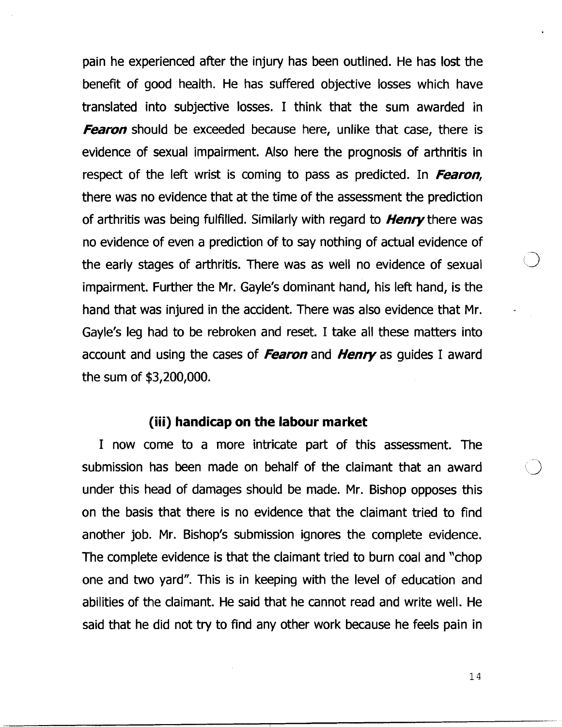pain he experienced after the injury has been outlined. He has lost the benefit of good health. He has suffered objective losses which have translated into subjective losses. I think that the sum awarded in ***Fearon*** should be exceeded because here, unlike that case, there is evidence of sexual impairment. Also here the prognosis of arthritis in respect of the left wrist is coming to pass as predicted. In ***Fearon***, there was no evidence that at the time of the assessment the prediction of arthritis was being fulfilled. Similarly with regard to ***Henry*** there was no evidence of even a prediction of to say nothing of actual evidence of the early stages of arthritis. There was as well no evidence of sexual impairment. Further the Mr. Gayle's dominant hand, his left hand, is the hand that was injured in the accident. There was also evidence that Mr. Gayle's leg had to be rebroken and reset. I take all these matters into account and using the cases of ***Fearon*** and ***Henry*** as guides I award the sum of $3,200,000.

### (iii) handicap on the labour market

I now come to a more intricate part of this assessment. The submission has been made on behalf of the claimant that an award under this head of damages should be made. Mr. Bishop opposes this on the basis that there is no evidence that the claimant tried to find another job. Mr. Bishop's submission ignores the complete evidence. The complete evidence is that the claimant tried to burn coal and "chop one and two yard". This is in keeping with the level of education and abilities of the claimant. He said that he cannot read and write well. He said that he did not try to find any other work because he feels pain in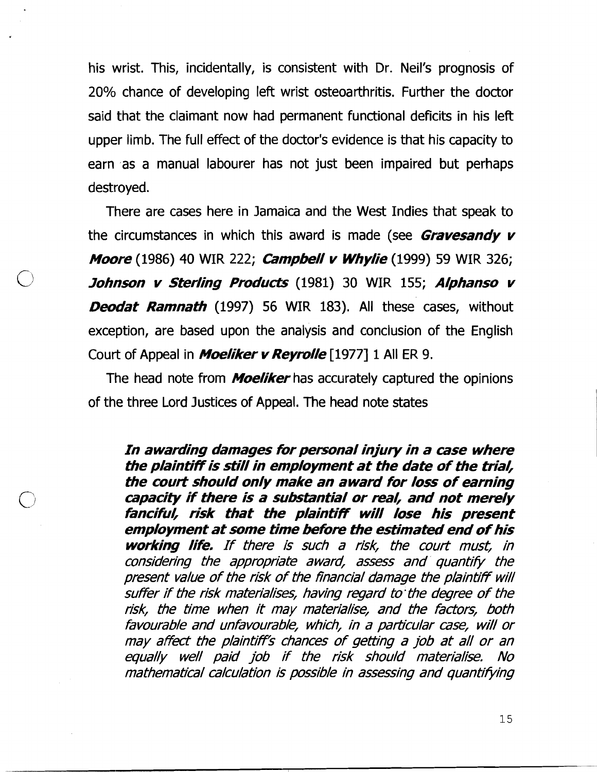his wrist. This, incidentally, is consistent with Dr. Neil's prognosis of 20% chance of developing left wrist osteoarthritis. Further the doctor said that the claimant now had permanent functional deficits in his left upper limb. The full effect of the doctor's evidence is that his capacity to earn as a manual labourer has not just been impaired but perhaps destroyed.

There are cases here in Jamaica and the West Indies that speak to the circumstances in which this award is made (see ***Gravesandy v Moore*** (1986) 40 WIR 222; ***Campbell v Whylie*** (1999) 59 WIR 326; ***Johnson v Sterling Products*** (1981) 30 WIR 155; ***Alphanso v Deodat Ramnath*** (1997) 56 WIR 183). All these cases, without exception, are based upon the analysis and conclusion of the English Court of Appeal in ***Moeliker v Reyrolle*** [1977] 1 All ER 9.

The head note from ***Moeliker*** has accurately captured the opinions of the three Lord Justices of Appeal. The head note states

> ***In awarding damages for personal injury in a case where the plaintiff is still in employment at the date of the trial, the court should only make an award for loss of earning capacity if there is a substantial or real, and not merely fanciful, risk that the plaintiff will lose his present employment at some time before the estimated end of his working life.*** *If there is such a risk, the court must, in considering the appropriate award, assess and quantify the present value of the risk of the financial damage the plaintiff will suffer if the risk materialises, having regard to the degree of the risk, the time when it may materialise, and the factors, both favourable and unfavourable, which, in a particular case, will or may affect the plaintiff's chances of getting a job at all or an equally well paid job if the risk should materialise. No mathematical calculation is possible in assessing and quantifying*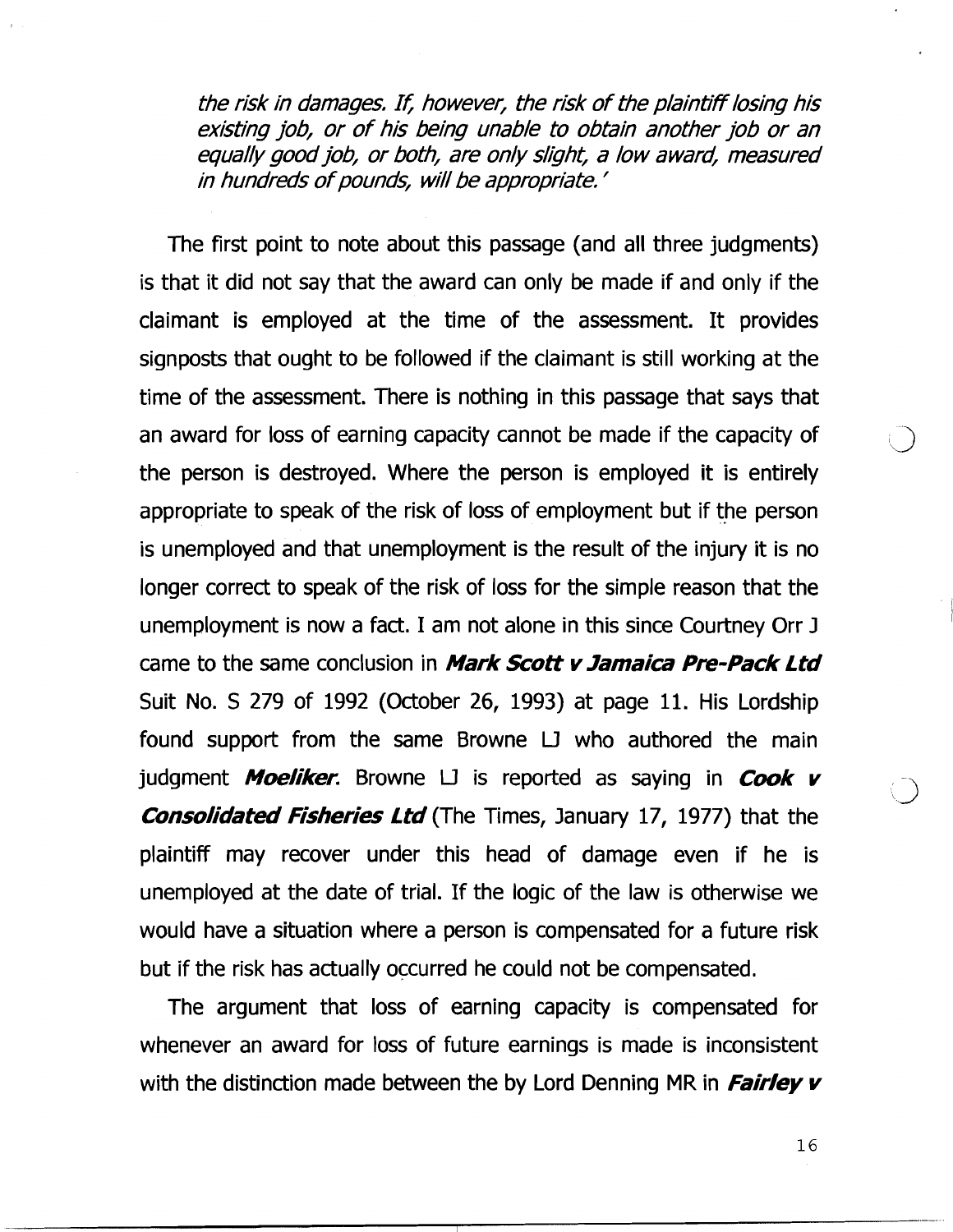*the risk in damages. If, however, the risk of the plaintiff losing his existing job, or of his being unable to obtain another job or an equally good job, or both, are only slight, a low award, measured in hundreds of pounds, will be appropriate.'*

The first point to note about this passage (and all three judgments) is that it did not say that the award can only be made if and only if the claimant is employed at the time of the assessment. It provides signposts that ought to be followed if the claimant is still working at the time of the assessment. There is nothing in this passage that says that an award for loss of earning capacity cannot be made if the capacity of the person is destroyed. Where the person is employed it is entirely appropriate to speak of the risk of loss of employment but if the person is unemployed and that unemployment is the result of the injury it is no longer correct to speak of the risk of loss for the simple reason that the unemployment is now a fact. I am not alone in this since Courtney Orr J came to the same conclusion in ***Mark Scott v Jamaica Pre-Pack Ltd*** Suit No. S 279 of 1992 (October 26, 1993) at page 11. His Lordship found support from the same Browne LJ who authored the main judgment ***Moeliker***. Browne LJ is reported as saying in ***Cook v Consolidated Fisheries Ltd*** (The Times, January 17, 1977) that the plaintiff may recover under this head of damage even if he is unemployed at the date of trial. If the logic of the law is otherwise we would have a situation where a person is compensated for a future risk but if the risk has actually occurred he could not be compensated.

The argument that loss of earning capacity is compensated for whenever an award for loss of future earnings is made is inconsistent with the distinction made between the by Lord Denning MR in ***Fairley v***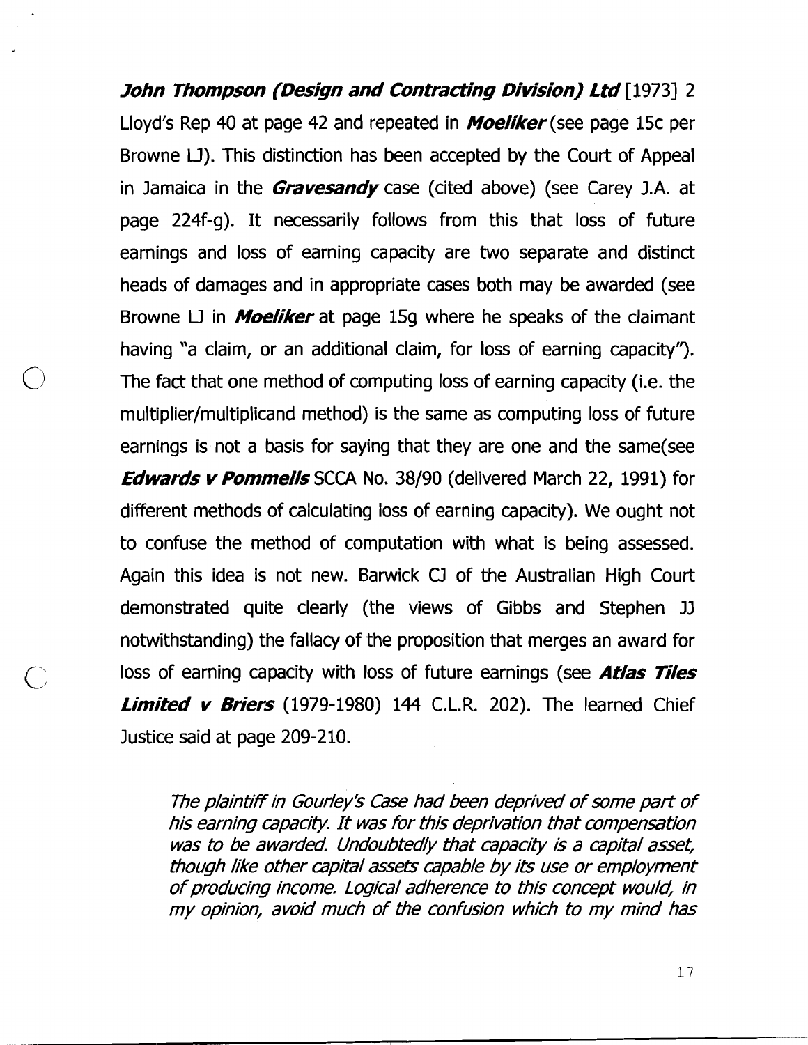***John Thompson (Design and Contracting Division) Ltd*** [1973] 2 Lloyd's Rep 40 at page 42 and repeated in ***Moeliker*** (see page 15c per Browne LJ). This distinction has been accepted by the Court of Appeal in Jamaica in the ***Gravesandy*** case (cited above) (see Carey J.A. at page 224f-g). It necessarily follows from this that loss of future earnings and loss of earning capacity are two separate and distinct heads of damages and in appropriate cases both may be awarded (see Browne LJ in ***Moeliker*** at page 15g where he speaks of the claimant having "a claim, or an additional claim, for loss of earning capacity"). The fact that one method of computing loss of earning capacity (i.e. the multiplier/multiplicand method) is the same as computing loss of future earnings is not a basis for saying that they are one and the same(see ***Edwards v Pommells*** SCCA No. 38/90 (delivered March 22, 1991) for different methods of calculating loss of earning capacity). We ought not to confuse the method of computation with what is being assessed. Again this idea is not new. Barwick CJ of the Australian High Court demonstrated quite clearly (the views of Gibbs and Stephen JJ notwithstanding) the fallacy of the proposition that merges an award for loss of earning capacity with loss of future earnings (see ***Atlas Tiles Limited v Briers*** (1979-1980) 144 C.L.R. 202). The learned Chief Justice said at page 209-210.

> *The plaintiff in Gourley's Case had been deprived of some part of his earning capacity. It was for this deprivation that compensation was to be awarded. Undoubtedly that capacity is a capital asset, though like other capital assets capable by its use or employment of producing income. Logical adherence to this concept would, in my opinion, avoid much of the confusion which to my mind has*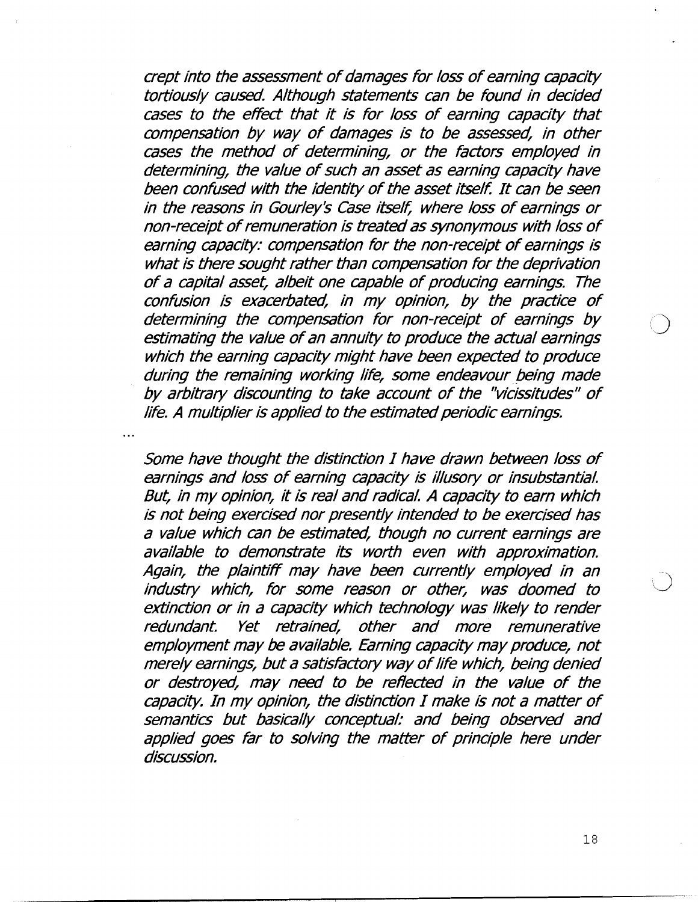*crept into the assessment of damages for loss of earning capacity tortiously caused. Although statements can be found in decided cases to the effect that it is for loss of earning capacity that compensation by way of damages is to be assessed, in other cases the method of determining, or the factors employed in determining, the value of such an asset as earning capacity have been confused with the identity of the asset itself. It can be seen in the reasons in Gourley's Case itself, where loss of earnings or non-receipt of remuneration is treated as synonymous with loss of earning capacity: compensation for the non-receipt of earnings is what is there sought rather than compensation for the deprivation of a capital asset, albeit one capable of producing earnings. The confusion is exacerbated, in my opinion, by the practice of determining the compensation for non-receipt of earnings by estimating the value of an annuity to produce the actual earnings which the earning capacity might have been expected to produce during the remaining working life, some endeavour being made by arbitrary discounting to take account of the "vicissitudes" of life. A multiplier is applied to the estimated periodic earnings.*

...

*Some have thought the distinction I have drawn between loss of earnings and loss of earning capacity is illusory or insubstantial. But, in my opinion, it is real and radical. A capacity to earn which is not being exercised nor presently intended to be exercised has a value which can be estimated, though no current earnings are available to demonstrate its worth even with approximation. Again, the plaintiff may have been currently employed in an industry which, for some reason or other, was doomed to extinction or in a capacity which technology was likely to render redundant. Yet retrained, other and more remunerative employment may be available. Earning capacity may produce, not merely earnings, but a satisfactory way of life which, being denied or destroyed, may need to be reflected in the value of the capacity. In my opinion, the distinction I make is not a matter of semantics but basically conceptual: and being observed and applied goes far to solving the matter of principle here under discussion.*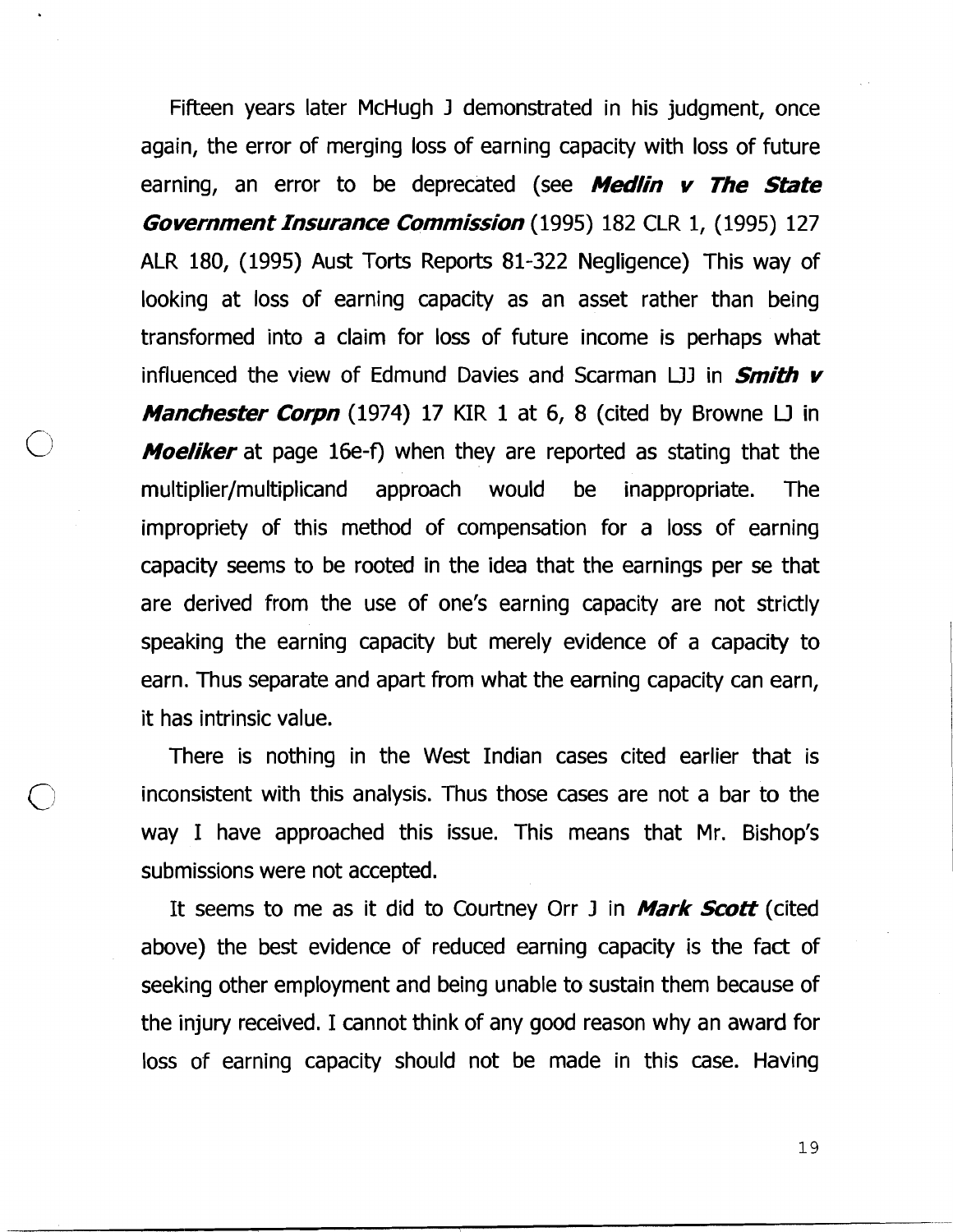Fifteen years later McHugh J demonstrated in his judgment, once again, the error of merging loss of earning capacity with loss of future earning, an error to be deprecated (see ***Medlin v The State Government Insurance Commission*** (1995) 182 CLR 1, (1995) 127 ALR 180, (1995) Aust Torts Reports 81-322 Negligence) This way of looking at loss of earning capacity as an asset rather than being transformed into a claim for loss of future income is perhaps what influenced the view of Edmund Davies and Scarman LJJ in ***Smith v Manchester Corpn*** (1974) 17 KIR 1 at 6, 8 (cited by Browne LJ in ***Moeliker*** at page 16e-f) when they are reported as stating that the multiplier/multiplicand approach would be inappropriate. The impropriety of this method of compensation for a loss of earning capacity seems to be rooted in the idea that the earnings per se that are derived from the use of one's earning capacity are not strictly speaking the earning capacity but merely evidence of a capacity to earn. Thus separate and apart from what the earning capacity can earn, it has intrinsic value.

There is nothing in the West Indian cases cited earlier that is inconsistent with this analysis. Thus those cases are not a bar to the way I have approached this issue. This means that Mr. Bishop's submissions were not accepted.

It seems to me as it did to Courtney Orr J in ***Mark Scott*** (cited above) the best evidence of reduced earning capacity is the fact of seeking other employment and being unable to sustain them because of the injury received. I cannot think of any good reason why an award for loss of earning capacity should not be made in this case. Having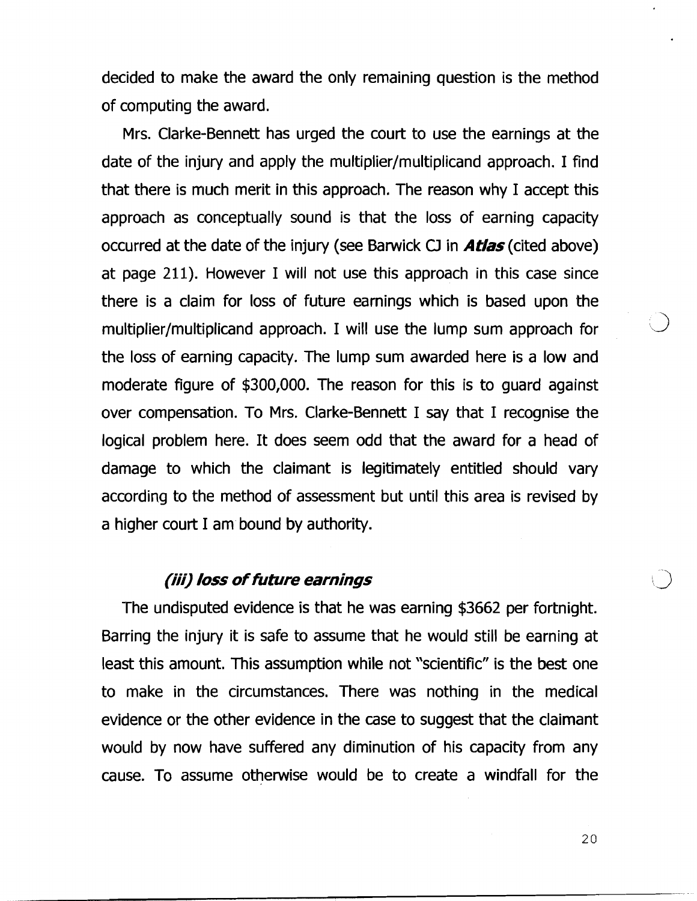decided to make the award the only remaining question is the method of computing the award.

Mrs. Clarke-Bennett has urged the court to use the earnings at the date of the injury and apply the multiplier/multiplicand approach. I find that there is much merit in this approach. The reason why I accept this approach as conceptually sound is that the loss of earning capacity occurred at the date of the injury (see Barwick CJ in ***Atlas*** (cited above) at page 211). However I will not use this approach in this case since there is a claim for loss of future earnings which is based upon the multiplier/multiplicand approach. I will use the lump sum approach for the loss of earning capacity. The lump sum awarded here is a low and moderate figure of $300,000. The reason for this is to guard against over compensation. To Mrs. Clarke-Bennett I say that I recognise the logical problem here. It does seem odd that the award for a head of damage to which the claimant is legitimately entitled should vary according to the method of assessment but until this area is revised by a higher court I am bound by authority.

### *(iii) loss of future earnings*

The undisputed evidence is that he was earning $3662 per fortnight. Barring the injury it is safe to assume that he would still be earning at least this amount. This assumption while not "scientific" is the best one to make in the circumstances. There was nothing in the medical evidence or the other evidence in the case to suggest that the claimant would by now have suffered any diminution of his capacity from any cause. To assume otherwise would be to create a windfall for the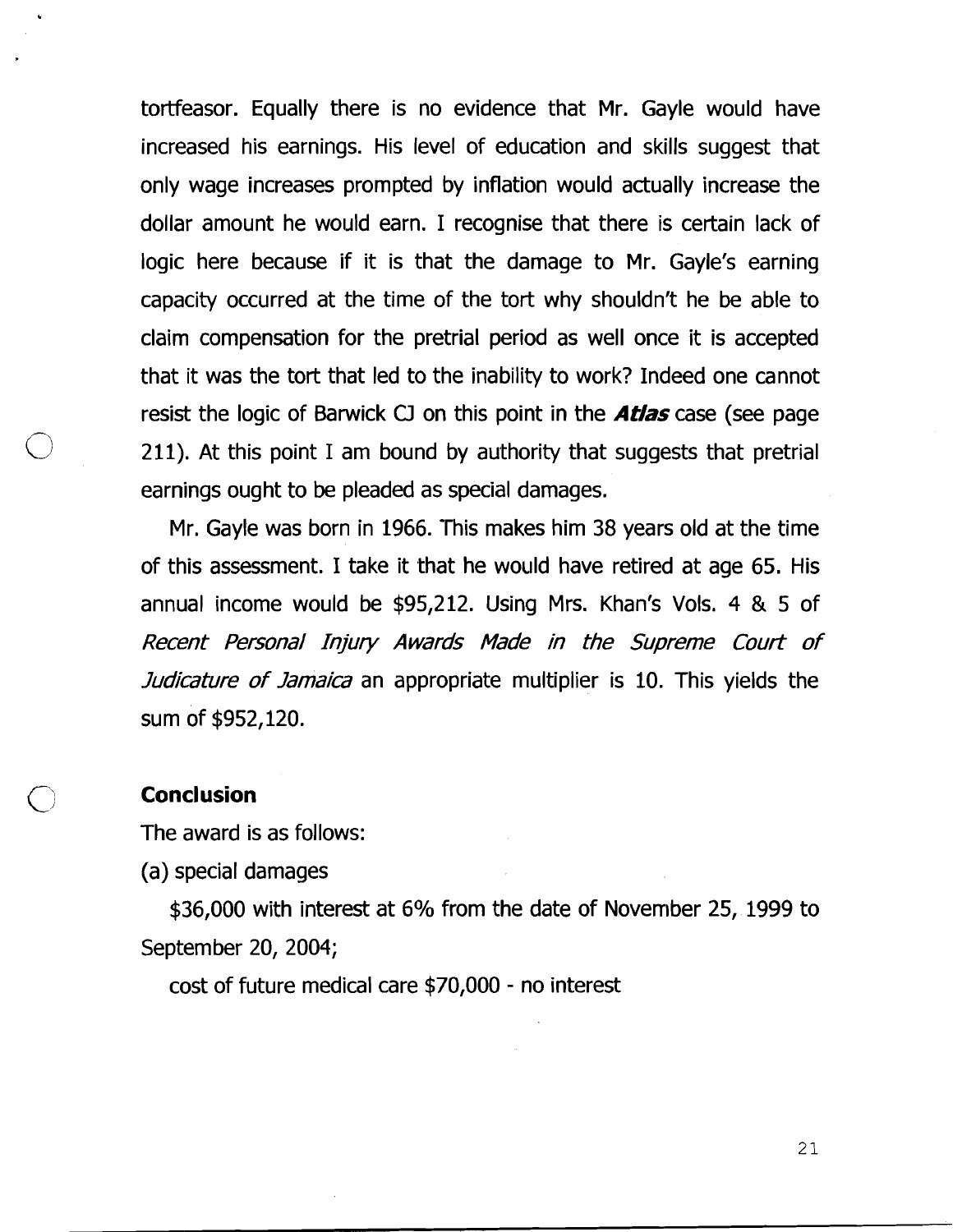tortfeasor. Equally there is no evidence that Mr. Gayle would have increased his earnings. His level of education and skills suggest that only wage increases prompted by inflation would actually increase the dollar amount he would earn. I recognise that there is certain lack of logic here because if it is that the damage to Mr. Gayle's earning capacity occurred at the time of the tort why shouldn't he be able to claim compensation for the pretrial period as well once it is accepted that it was the tort that led to the inability to work? Indeed one cannot resist the logic of Barwick CJ on this point in the ***Atlas*** case (see page 211). At this point I am bound by authority that suggests that pretrial earnings ought to be pleaded as special damages.

Mr. Gayle was born in 1966. This makes him 38 years old at the time of this assessment. I take it that he would have retired at age 65. His annual income would be $95,212. Using Mrs. Khan's Vols. 4 & 5 of *Recent Personal Injury Awards Made in the Supreme Court of Judicature of Jamaica* an appropriate multiplier is 10. This yields the sum of $952,120.

**Conclusion**

The award is as follows:

(a) special damages

$36,000 with interest at 6% from the date of November 25, 1999 to September 20, 2004;

cost of future medical care $70,000 - no interest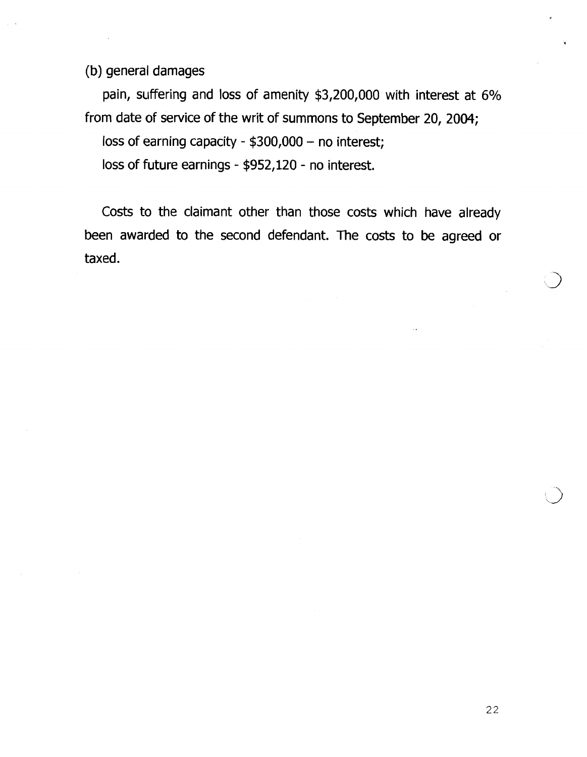(b) general damages

pain, suffering and loss of amenity $3,200,000 with interest at 6% from date of service of the writ of summons to September 20, 2004;

loss of earning capacity - $300,000 – no interest;

loss of future earnings - $952,120 - no interest.

Costs to the claimant other than those costs which have already been awarded to the second defendant. The costs to be agreed or taxed.